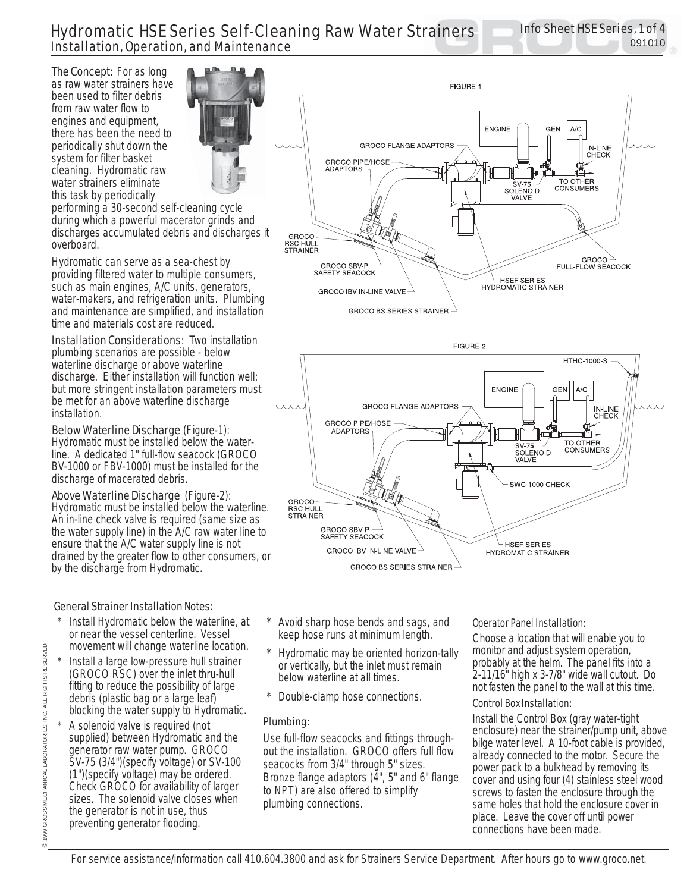# Hydromatic HSE Series Self-Cleaning Raw Water Strainers

## Installation, Operation, and Maintenance

Info Sheet HSE Series, 1 of 4
091010

**The Concept:** For as long as raw water strainers have been used to filter debris from raw water flow to engines and equipment, there has been the need to periodically shut down the system for filter basket cleaning. Hydromatic raw water strainers eliminate this task by periodically performing a 30-second self-cleaning cycle during which a powerful macerator grinds and discharges accumulated debris and discharges it overboard.

Hydromatic can serve as a sea-chest by providing filtered water to multiple consumers, such as main engines, A/C units, generators, water-makers, and refrigeration units. Plumbing and maintenance are simplified, and installation time and materials cost are reduced.

**Installation Considerations:** Two installation plumbing scenarios are possible - below waterline discharge or above waterline discharge. Either installation will function well; but more stringent installation parameters must be met for an above waterline discharge installation.

**Below Waterline Discharge** (Figure-1): Hydromatic must be installed below the waterline. A dedicated 1" full-flow seacock (GROCO BV-1000 or FBV-1000) must be installed for the discharge of macerated debris.

**Above Waterline Discharge** (Figure-2): Hydromatic must be installed below the waterline. An in-line check valve is required (same size as the water supply line) in the A/C raw water line to ensure that the A/C water supply line is not drained by the greater flow to other consumers, or by the discharge from Hydromatic.

FIGURE-1

ENGINE, GEN, A/C, GROCO FLANGE ADAPTORS, IN-LINE CHECK, GROCO PIPE/HOSE ADAPTORS, SV-75 SOLENOID VALVE, TO OTHER CONSUMERS, GROCO RSC HULL STRAINER, GROCO FULL-FLOW SEACOCK, GROCO SBV-P SAFETY SEACOCK, HSEF SERIES HYDROMATIC STRAINER, GROCO IBV IN-LINE VALVE, GROCO BS SERIES STRAINER

FIGURE-2

HTHC-1000-S, ENGINE, GEN, A/C, GROCO FLANGE ADAPTORS, IN-LINE CHECK, GROCO PIPE/HOSE ADAPTORS, SV-75 SOLENOID VALVE, TO OTHER CONSUMERS, SWC-1000 CHECK, GROCO RSC HULL STRAINER, GROCO SBV-P SAFETY SEACOCK, HSEF SERIES HYDROMATIC STRAINER, GROCO IBV IN-LINE VALVE, GROCO BS SERIES STRAINER

### General Strainer Installation Notes:

* Install Hydromatic below the waterline, at or near the vessel centerline. Vessel movement will change waterline location.
* Install a large low-pressure hull strainer (GROCO RSC) over the inlet thru-hull fitting to reduce the possibility of large debris (plastic bag or a large leaf) blocking the water supply to Hydromatic.
* A solenoid valve is required (not supplied) between Hydromatic and the generator raw water pump. GROCO SV-75 (3/4")(specify voltage) or SV-100 (1")(specify voltage) may be ordered. Check GROCO for availability of larger sizes. The solenoid valve closes when the generator is not in use, thus preventing generator flooding.
* Avoid sharp hose bends and sags, and keep hose runs at minimum length.
* Hydromatic may be oriented horizon-tally or vertically, but the inlet must remain below waterline at all times.
* Double-clamp hose connections.

### Plumbing:

Use full-flow seacocks and fittings throughout the installation. GROCO offers full flow seacocks from 3/4" through 5" sizes. Bronze flange adaptors (4", 5" and 6" flange to NPT) are also offered to simplify plumbing connections.

### Operator Panel Installation:

Choose a location that will enable you to monitor and adjust system operation, probably at the helm. The panel fits into a 2-11/16" high x 3-7/8" wide wall cutout. Do not fasten the panel to the wall at this time.

### Control Box Installation:

Install the Control Box (gray water-tight enclosure) near the strainer/pump unit, above bilge water level. A 10-foot cable is provided, already connected to the motor. Secure the power pack to a bulkhead by removing its cover and using four (4) stainless steel wood screws to fasten the enclosure through the same holes that hold the enclosure cover in place. Leave the cover off until power connections have been made.

For service assistance/information call 410.604.3800 and ask for Strainers Service Department. After hours go to www.groco.net.

© 1999 GROSS MECHANICAL LABORATORIES, INC. ALL RIGHTS RESERVED.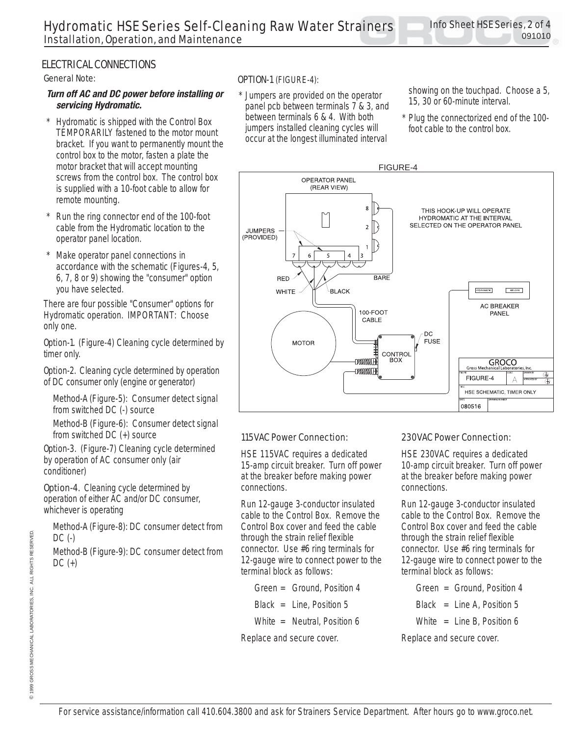## ELECTRICAL CONNECTIONS

General Note:

***Turn off AC and DC power before installing or servicing Hydromatic.***

- Hydromatic is shipped with the Control Box TEMPORARILY fastened to the motor mount bracket. If you want to permanently mount the control box to the motor, fasten a plate the motor bracket that will accept mounting screws from the control box. The control box is supplied with a 10-foot cable to allow for remote mounting.
- Run the ring connector end of the 100-foot cable from the Hydromatic location to the operator panel location.
- Make operator panel connections in accordance with the schematic (Figures-4, 5, 6, 7, 8 or 9) showing the "consumer" option you have selected.

There are four possible "Consumer" options for Hydromatic operation. IMPORTANT: Choose only one.

Option-1. (Figure-4) Cleaning cycle determined by timer only.

Option-2. Cleaning cycle determined by operation of DC consumer only (engine or generator)

Method-A (Figure-5): Consumer detect signal from switched DC (-) source

Method-B (Figure-6): Consumer detect signal from switched DC (+) source

Option-3. (Figure-7) Cleaning cycle determined by operation of AC consumer only (air conditioner)

Option-4. Cleaning cycle determined by operation of either AC and/or DC consumer, whichever is operating

Method-A (Figure-8): DC consumer detect from DC (-)

Method-B (Figure-9): DC consumer detect from DC (+)

### OPTION-1 (FIGURE-4):

- Jumpers are provided on the operator panel pcb between terminals 7 & 3, and between terminals 6 & 4. With both jumpers installed cleaning cycles will occur at the longest illuminated interval showing on the touchpad. Choose a 5, 15, 30 or 60-minute interval.
- Plug the connectorized end of the 100-foot cable to the control box.

FIGURE-4

### 115VAC Power Connection:

HSE 115VAC requires a dedicated 15-amp circuit breaker. Turn off power at the breaker before making power connections.

Run 12-gauge 3-conductor insulated cable to the Control Box. Remove the Control Box cover and feed the cable through the strain relief flexible connector. Use #6 ring terminals for 12-gauge wire to connect power to the terminal block as follows:

Green = Ground, Position 4

Black = Line, Position 5

White = Neutral, Position 6

Replace and secure cover.

### 230VAC Power Connection:

HSE 230VAC requires a dedicated 10-amp circuit breaker. Turn off power at the breaker before making power connections.

Run 12-gauge 3-conductor insulated cable to the Control Box. Remove the Control Box cover and feed the cable through the strain relief flexible connector. Use #6 ring terminals for 12-gauge wire to connect power to the terminal block as follows:

Green = Ground, Position 4

Black = Line A, Position 5

White = Line B, Position 6

Replace and secure cover.

For service assistance/information call 410.604.3800 and ask for Strainers Service Department. After hours go to www.groco.net.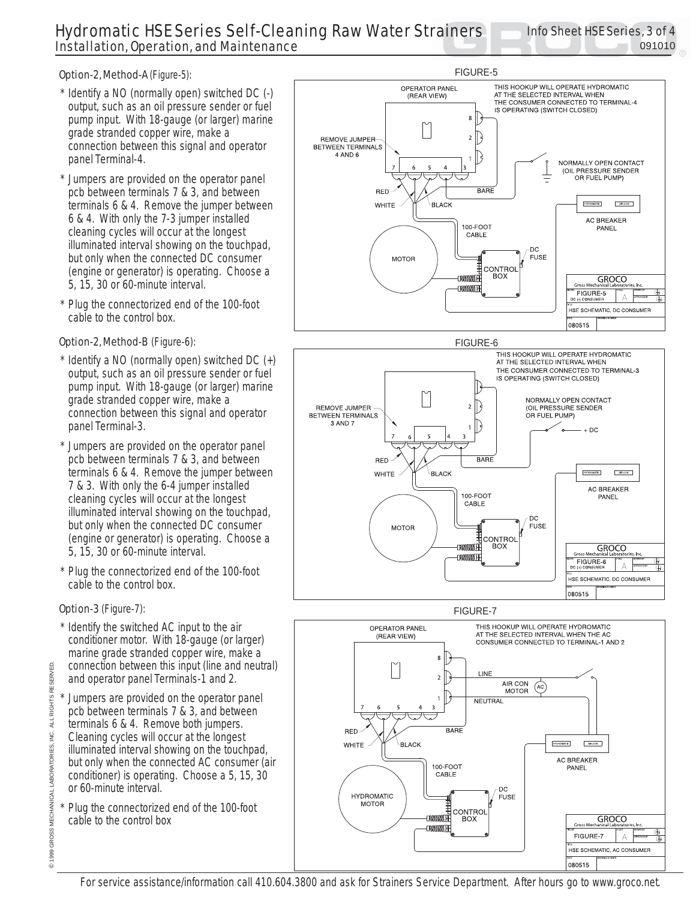### Option-2, Method-A (Figure-5):

* Identify a NO (normally open) switched DC (-) output, such as an oil pressure sender or fuel pump input. With 18-gauge (or larger) marine grade stranded copper wire, make a connection between this signal and operator panel Terminal-4.
* Jumpers are provided on the operator panel pcb between terminals 7 & 3, and between terminals 6 & 4. Remove the jumper between 6 & 4. With only the 7-3 jumper installed cleaning cycles will occur at the longest illuminated interval showing on the touchpad, but only when the connected DC consumer (engine or generator) is operating. Choose a 5, 15, 30 or 60-minute interval.
* Plug the connectorized end of the 100-foot cable to the control box.

### Option-2, Method-B (Figure-6):

* Identify a NO (normally open) switched DC (+) output, such as an oil pressure sender or fuel pump input. With 18-gauge (or larger) marine grade stranded copper wire, make a connection between this signal and operator panel Terminal-3.
* Jumpers are provided on the operator panel pcb between terminals 7 & 3, and between terminals 6 & 4. Remove the jumper between 7 & 3. With only the 6-4 jumper installed cleaning cycles will occur at the longest illuminated interval showing on the touchpad, but only when the connected DC consumer (engine or generator) is operating. Choose a 5, 15, 30 or 60-minute interval.
* Plug the connectorized end of the 100-foot cable to the control box.

### Option-3 (Figure-7):

* Identify the switched AC input to the air conditioner motor. With 18-gauge (or larger) marine grade stranded copper wire, make a connection between this input (line and neutral) and operator panel Terminals-1 and 2.
* Jumpers are provided on the operator panel pcb between terminals 7 & 3, and between terminals 6 & 4. Remove both jumpers. Cleaning cycles will occur at the longest illuminated interval showing on the touchpad, but only when the connected AC consumer (air conditioner) is operating. Choose a 5, 15, 30 or 60-minute interval.
* Plug the connectorized end of the 100-foot cable to the control box

FIGURE-5

THIS HOOKUP WILL OPERATE HYDROMATIC AT THE SELECTED INTERVAL WHEN THE CONSUMER CONNECTED TO TERMINAL-4 IS OPERATING (SWITCH CLOSED)

OPERATOR PANEL (REAR VIEW) · REMOVE JUMPER BETWEEN TERMINALS 4 AND 6 · NORMALLY OPEN CONTACT (OIL PRESSURE SENDER OR FUEL PUMP) · RED · WHITE · BLACK · BARE · AC BREAKER PANEL · 100-FOOT CABLE · MOTOR · DC FUSE · CONTROL BOX

GROCO Gross Mechanical Laboratories, Inc. · FIGURE-5 · DC (-) CONSUMER · A · HSE SCHEMATIC, DC CONSUMER · 080515

FIGURE-6

THIS HOOKUP WILL OPERATE HYDROMATIC AT THE SELECTED INTERVAL WHEN THE CONSUMER CONNECTED TO TERMINAL-3 IS OPERATING (SWITCH CLOSED)

REMOVE JUMPER BETWEEN TERMINALS 3 AND 7 · NORMALLY OPEN CONTACT (OIL PRESSURE SENDER OR FUEL PUMP) · + DC · RED · WHITE · BLACK · BARE · AC BREAKER PANEL · 100-FOOT CABLE · MOTOR · DC FUSE · CONTROL BOX

GROCO Gross Mechanical Laboratories, Inc. · FIGURE-6 · DC (+) CONSUMER · A · HSE SCHEMATIC, DC CONSUMER · 080515

FIGURE-7

THIS HOOKUP WILL OPERATE HYDROMATIC AT THE SELECTED INTERVAL WHEN THE AC CONSUMER CONNECTED TO TERMINAL-1 AND 2

OPERATOR PANEL (REAR VIEW) · LINE · AIR CON MOTOR · AC · NEUTRAL · RED · WHITE · BLACK · BARE · AC BREAKER PANEL · 100-FOOT CABLE · HYDROMATIC MOTOR · DC FUSE · CONTROL BOX

GROCO Gross Mechanical Laboratories, Inc. · FIGURE-7 · A · HSE SCHEMATIC, AC CONSUMER · 080515

© 1999 GROSS MECHANICAL LABORATORIES, INC. ALL RIGHTS RESERVED.

For service assistance/information call 410.604.3800 and ask for Strainers Service Department. After hours go to www.groco.net.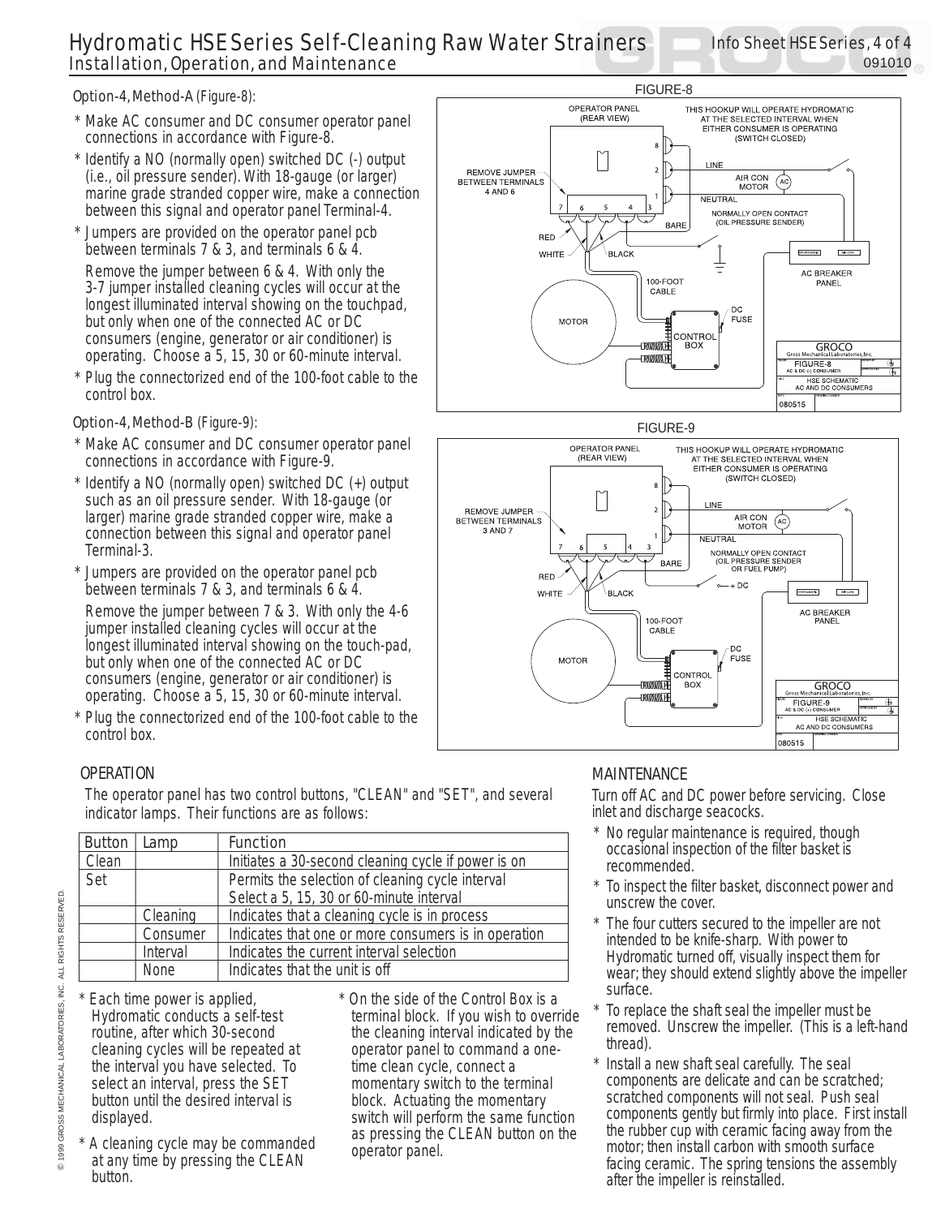## Option-4, Method-A (Figure-8):

* Make AC consumer and DC consumer operator panel connections in accordance with Figure-8.
* Identify a NO (normally open) switched DC (-) output (i.e., oil pressure sender). With 18-gauge (or larger) marine grade stranded copper wire, make a connection between this signal and operator panel Terminal-4.
* Jumpers are provided on the operator panel pcb between terminals 7 & 3, and terminals 6 & 4.

  Remove the jumper between 6 & 4. With only the 3-7 jumper installed cleaning cycles will occur at the longest illuminated interval showing on the touchpad, but only when one of the connected AC or DC consumers (engine, generator or air conditioner) is operating. Choose a 5, 15, 30 or 60-minute interval.
* Plug the connectorized end of the 100-foot cable to the control box.

FIGURE-8

OPERATOR PANEL (REAR VIEW)

THIS HOOKUP WILL OPERATE HYDROMATIC AT THE SELECTED INTERVAL WHEN EITHER CONSUMER IS OPERATING (SWITCH CLOSED)

REMOVE JUMPER BETWEEN TERMINALS 4 AND 6

LINE

AIR CON MOTOR

AC

NEUTRAL

NORMALLY OPEN CONTACT (OIL PRESSURE SENDER)

BARE

RED

WHITE

BLACK

AC BREAKER PANEL

100-FOOT CABLE

DC FUSE

MOTOR

CONTROL BOX

GROCO Gross Mechanical Laboratories, Inc.

FIGURE-8 AC & DC (-) CONSUMER

HSE SCHEMATIC AC AND DC CONSUMERS

080515

## Option-4, Method-B (Figure-9):

* Make AC consumer and DC consumer operator panel connections in accordance with Figure-9.
* Identify a NO (normally open) switched DC (+) output such as an oil pressure sender. With 18-gauge (or larger) marine grade stranded copper wire, make a connection between this signal and operator panel Terminal-3.
* Jumpers are provided on the operator panel pcb between terminals 7 & 3, and terminals 6 & 4.

  Remove the jumper between 7 & 3. With only the 4-6 jumper installed cleaning cycles will occur at the longest illuminated interval showing on the touch-pad, but only when one of the connected AC or DC consumers (engine, generator or air conditioner) is operating. Choose a 5, 15, 30 or 60-minute interval.
* Plug the connectorized end of the 100-foot cable to the control box.

FIGURE-9

OPERATOR PANEL (REAR VIEW)

THIS HOOKUP WILL OPERATE HYDROMATIC AT THE SELECTED INTERVAL WHEN EITHER CONSUMER IS OPERATING (SWITCH CLOSED)

REMOVE JUMPER BETWEEN TERMINALS 3 AND 7

LINE

AIR CON MOTOR

AC

NEUTRAL

NORMALLY OPEN CONTACT (OIL PRESSURE SENDER OR FUEL PUMP)

BARE

+ DC

RED

WHITE

BLACK

AC BREAKER PANEL

100-FOOT CABLE

DC FUSE

MOTOR

CONTROL BOX

GROCO Gross Mechanical Laboratories, Inc.

FIGURE-9 AC & DC (+) CONSUMER

HSE SCHEMATIC AC AND DC CONSUMERS

080515

## OPERATION

The operator panel has two control buttons, "CLEAN" and "SET", and several indicator lamps. Their functions are as follows:

| Button | Lamp | Function |
|---|---|---|
| Clean | | Initiates a 30-second cleaning cycle if power is on |
| Set | | Permits the selection of cleaning cycle interval Select a 5, 15, 30 or 60-minute interval |
| | Cleaning | Indicates that a cleaning cycle is in process |
| | Consumer | Indicates that one or more consumers is in operation |
| | Interval | Indicates the current interval selection |
| | None | Indicates that the unit is off |

* Each time power is applied, Hydromatic conducts a self-test routine, after which 30-second cleaning cycles will be repeated at the interval you have selected. To select an interval, press the SET button until the desired interval is displayed.
* A cleaning cycle may be commanded at any time by pressing the CLEAN button.
* On the side of the Control Box is a terminal block. If you wish to override the cleaning interval indicated by the operator panel to command a one-time clean cycle, connect a momentary switch to the terminal block. Actuating the momentary switch will perform the same function as pressing the CLEAN button on the operator panel.

## MAINTENANCE

Turn off AC and DC power before servicing. Close inlet and discharge seacocks.

* No regular maintenance is required, though occasional inspection of the filter basket is recommended.
* To inspect the filter basket, disconnect power and unscrew the cover.
* The four cutters secured to the impeller are not intended to be knife-sharp. With power to Hydromatic turned off, visually inspect them for wear; they should extend slightly above the impeller surface.
* To replace the shaft seal the impeller must be removed. Unscrew the impeller. (This is a left-hand thread).
* Install a new shaft seal carefully. The seal components are delicate and can be scratched; scratched components will not seal. Push seal components gently but firmly into place. First install the rubber cup with ceramic facing away from the motor; then install carbon with smooth surface facing ceramic. The spring tensions the assembly after the impeller is reinstalled.

© 1999 GROSS MECHANICAL LABORATORIES, INC. ALL RIGHTS RESERVED.